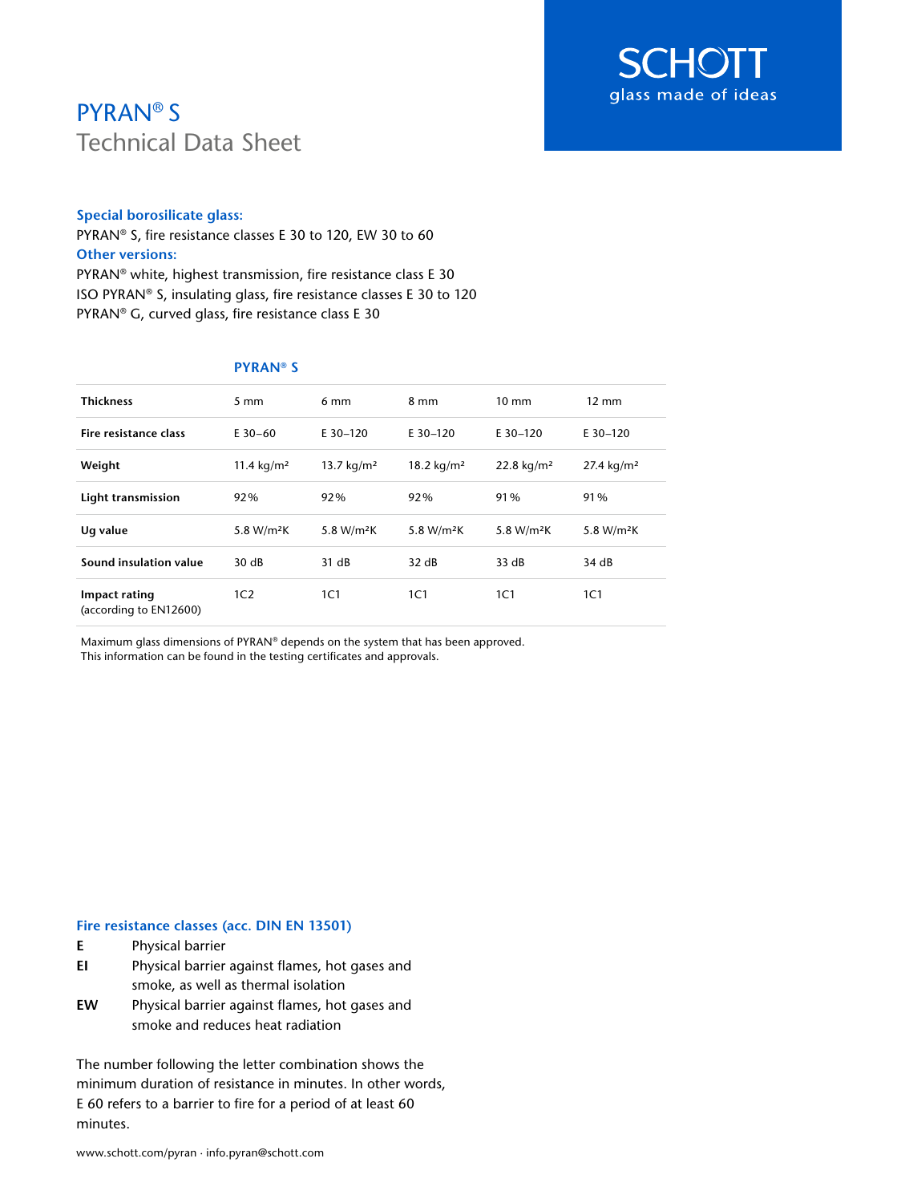SCHOTT
glass made of ideas

# PYRAN® S
## Technical Data Sheet

**Special borosilicate glass:**
PYRAN® S, fire resistance classes E 30 to 120, EW 30 to 60
**Other versions:**
PYRAN® white, highest transmission, fire resistance class E 30
ISO PYRAN® S, insulating glass, fire resistance classes E 30 to 120
PYRAN® G, curved glass, fire resistance class E 30

| | PYRAN® S | | | | |
|---|---|---|---|---|---|
| **Thickness** | 5 mm | 6 mm | 8 mm | 10 mm | 12 mm |
| **Fire resistance class** | E 30–60 | E 30–120 | E 30–120 | E 30–120 | E 30–120 |
| **Weight** | 11.4 kg/m² | 13.7 kg/m² | 18.2 kg/m² | 22.8 kg/m² | 27.4 kg/m² |
| **Light transmission** | 92% | 92% | 92% | 91% | 91% |
| **Ug value** | 5.8 W/m²K | 5.8 W/m²K | 5.8 W/m²K | 5.8 W/m²K | 5.8 W/m²K |
| **Sound insulation value** | 30 dB | 31 dB | 32 dB | 33 dB | 34 dB |
| **Impact rating** (according to EN12600) | 1C2 | 1C1 | 1C1 | 1C1 | 1C1 |

Maximum glass dimensions of PYRAN® depends on the system that has been approved.
This information can be found in the testing certificates and approvals.

**Fire resistance classes (acc. DIN EN 13501)**

- **E** Physical barrier
- **EI** Physical barrier against flames, hot gases and smoke, as well as thermal isolation
- **EW** Physical barrier against flames, hot gases and smoke and reduces heat radiation

The number following the letter combination shows the minimum duration of resistance in minutes. In other words, E 60 refers to a barrier to fire for a period of at least 60 minutes.

www.schott.com/pyran · info.pyran@schott.com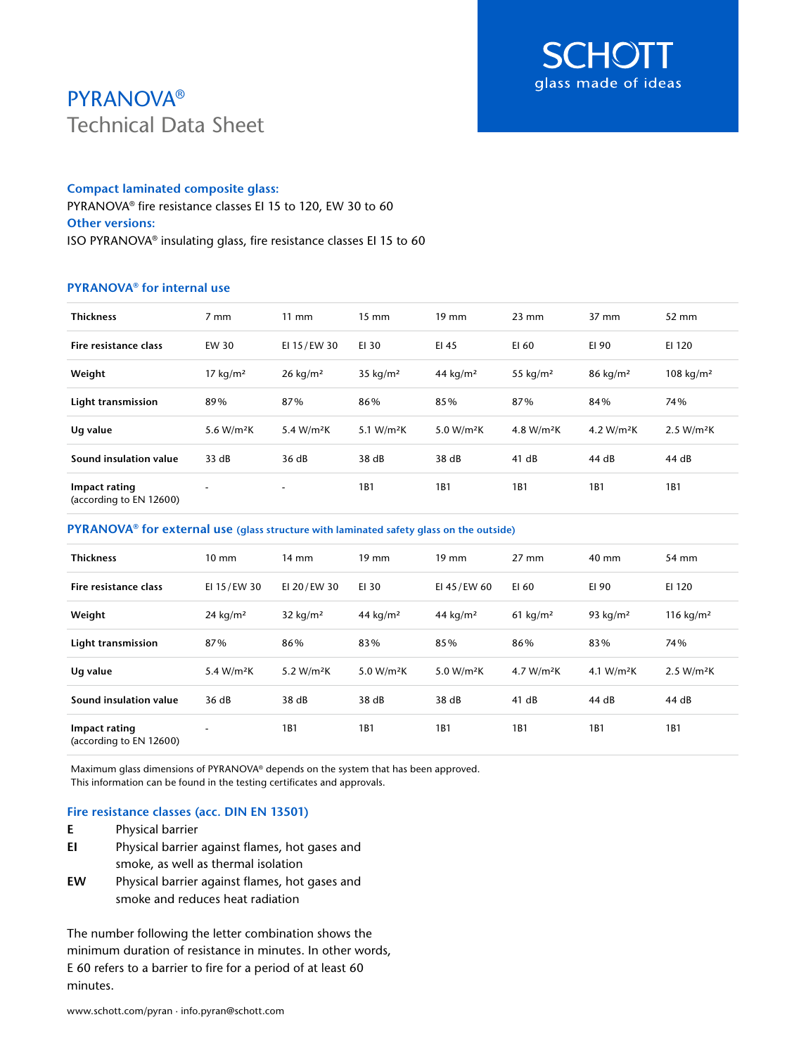# PYRANOVA®
## Technical Data Sheet

SCHOTT
glass made of ideas

**Compact laminated composite glass:**
PYRANOVA® fire resistance classes EI 15 to 120, EW 30 to 60
**Other versions:**
ISO PYRANOVA® insulating glass, fire resistance classes EI 15 to 60

### PYRANOVA® for internal use

| **Thickness** | 7 mm | 11 mm | 15 mm | 19 mm | 23 mm | 37 mm | 52 mm |
|---|---|---|---|---|---|---|---|
| **Fire resistance class** | EW 30 | EI 15 / EW 30 | EI 30 | EI 45 | EI 60 | EI 90 | EI 120 |
| **Weight** | 17 kg/m² | 26 kg/m² | 35 kg/m² | 44 kg/m² | 55 kg/m² | 86 kg/m² | 108 kg/m² |
| **Light transmission** | 89 % | 87 % | 86 % | 85 % | 87 % | 84 % | 74 % |
| **Ug value** | 5.6 W/m²K | 5.4 W/m²K | 5.1 W/m²K | 5.0 W/m²K | 4.8 W/m²K | 4.2 W/m²K | 2.5 W/m²K |
| **Sound insulation value** | 33 dB | 36 dB | 38 dB | 38 dB | 41 dB | 44 dB | 44 dB |
| **Impact rating** (according to EN 12600) | - | - | 1B1 | 1B1 | 1B1 | 1B1 | 1B1 |

### PYRANOVA® for external use (glass structure with laminated safety glass on the outside)

| **Thickness** | 10 mm | 14 mm | 19 mm | 19 mm | 27 mm | 40 mm | 54 mm |
|---|---|---|---|---|---|---|---|
| **Fire resistance class** | EI 15 / EW 30 | EI 20 / EW 30 | EI 30 | EI 45 / EW 60 | EI 60 | EI 90 | EI 120 |
| **Weight** | 24 kg/m² | 32 kg/m² | 44 kg/m² | 44 kg/m² | 61 kg/m² | 93 kg/m² | 116 kg/m² |
| **Light transmission** | 87 % | 86 % | 83 % | 85 % | 86 % | 83 % | 74 % |
| **Ug value** | 5.4 W/m²K | 5.2 W/m²K | 5.0 W/m²K | 5.0 W/m²K | 4.7 W/m²K | 4.1 W/m²K | 2.5 W/m²K |
| **Sound insulation value** | 36 dB | 38 dB | 38 dB | 38 dB | 41 dB | 44 dB | 44 dB |
| **Impact rating** (according to EN 12600) | - | 1B1 | 1B1 | 1B1 | 1B1 | 1B1 | 1B1 |

Maximum glass dimensions of PYRANOVA® depends on the system that has been approved.
This information can be found in the testing certificates and approvals.

### Fire resistance classes (acc. DIN EN 13501)

**E** Physical barrier
**EI** Physical barrier against flames, hot gases and smoke, as well as thermal isolation
**EW** Physical barrier against flames, hot gases and smoke and reduces heat radiation

The number following the letter combination shows the minimum duration of resistance in minutes. In other words, E 60 refers to a barrier to fire for a period of at least 60 minutes.

www.schott.com/pyran · info.pyran@schott.com